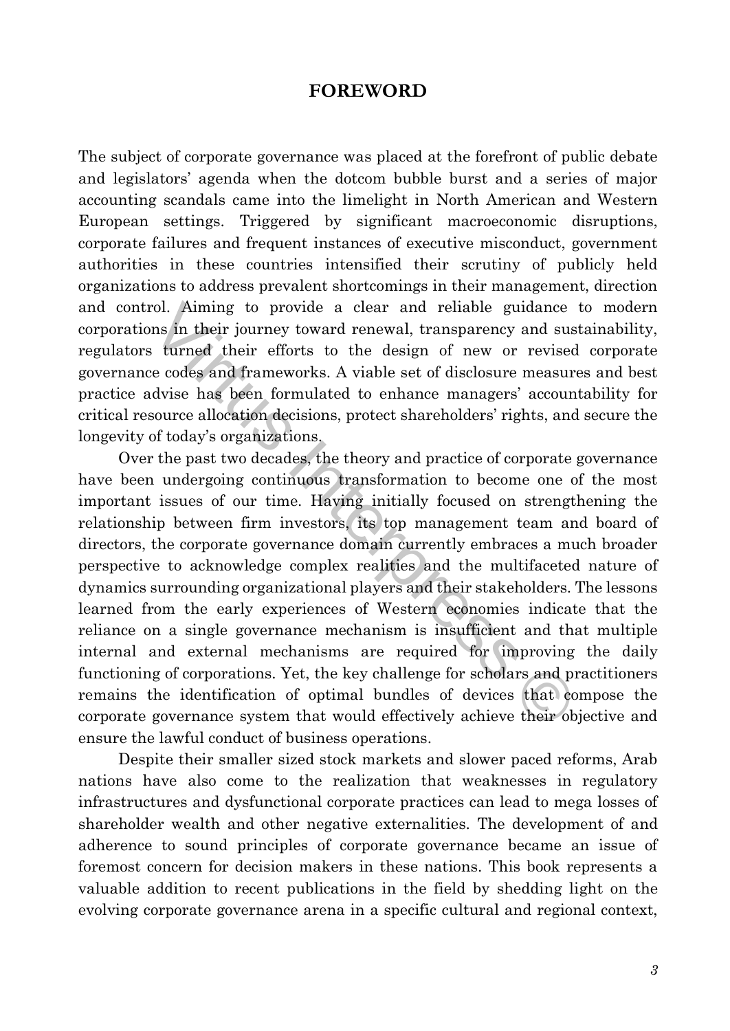# FOREWORD

The subject of corporate governance was placed at the forefront of public debate and legislators' agenda when the dotcom bubble burst and a series of major accounting scandals came into the limelight in North American and Western European settings. Triggered by significant macroeconomic disruptions, corporate failures and frequent instances of executive misconduct, government authorities in these countries intensified their scrutiny of publicly held organizations to address prevalent shortcomings in their management, direction and control. Aiming to provide a clear and reliable guidance to modern corporations in their journey toward renewal, transparency and sustainability, regulators turned their efforts to the design of new or revised corporate governance codes and frameworks. A viable set of disclosure measures and best practice advise has been formulated to enhance managers' accountability for critical resource allocation decisions, protect shareholders' rights, and secure the longevity of today's organizations.

Over the past two decades, the theory and practice of corporate governance have been undergoing continuous transformation to become one of the most important issues of our time. Having initially focused on strengthening the relationship between firm investors, its top management team and board of directors, the corporate governance domain currently embraces a much broader perspective to acknowledge complex realities and the multifaceted nature of dynamics surrounding organizational players and their stakeholders. The lessons learned from the early experiences of Western economies indicate that the reliance on a single governance mechanism is insufficient and that multiple internal and external mechanisms are required for improving the daily functioning of corporations. Yet, the key challenge for scholars and practitioners remains the identification of optimal bundles of devices that compose the corporate governance system that would effectively achieve their objective and ensure the lawful conduct of business operations.

Despite their smaller sized stock markets and slower paced reforms, Arab nations have also come to the realization that weaknesses in regulatory infrastructures and dysfunctional corporate practices can lead to mega losses of shareholder wealth and other negative externalities. The development of and adherence to sound principles of corporate governance became an issue of foremost concern for decision makers in these nations. This book represents a valuable addition to recent publications in the field by shedding light on the evolving corporate governance arena in a specific cultural and regional context,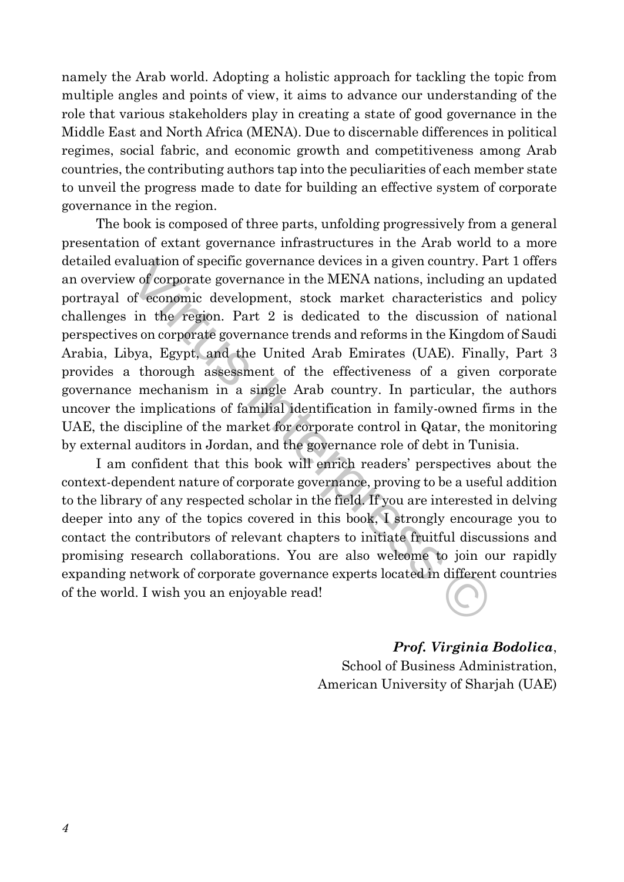namely the Arab world. Adopting a holistic approach for tackling the topic from multiple angles and points of view, it aims to advance our understanding of the role that various stakeholders play in creating a state of good governance in the Middle East and North Africa (MENA). Due to discernable differences in political regimes, social fabric, and economic growth and competitiveness among Arab countries, the contributing authors tap into the peculiarities of each member state to unveil the progress made to date for building an effective system of corporate governance in the region.

The book is composed of three parts, unfolding progressively from a general presentation of extant governance infrastructures in the Arab world to a more detailed evaluation of specific governance devices in a given country. Part 1 offers an overview of corporate governance in the MENA nations, including an updated portrayal of economic development, stock market characteristics and policy challenges in the region. Part 2 is dedicated to the discussion of national perspectives on corporate governance trends and reforms in the Kingdom of Saudi Arabia, Libya, Egypt, and the United Arab Emirates (UAE). Finally, Part 3 provides a thorough assessment of the effectiveness of a given corporate governance mechanism in a single Arab country. In particular, the authors uncover the implications of familial identification in family-owned firms in the UAE, the discipline of the market for corporate control in Qatar, the monitoring by external auditors in Jordan, and the governance role of debt in Tunisia.

I am confident that this book will enrich readers' perspectives about the context-dependent nature of corporate governance, proving to be a useful addition to the library of any respected scholar in the field. If you are interested in delving deeper into any of the topics covered in this book, I strongly encourage you to contact the contributors of relevant chapters to initiate fruitful discussions and promising research collaborations. You are also welcome to join our rapidly expanding network of corporate governance experts located in different countries of the world. I wish you an enjoyable read!

***Prof. Virginia Bodolica***,
School of Business Administration,
American University of Sharjah (UAE)